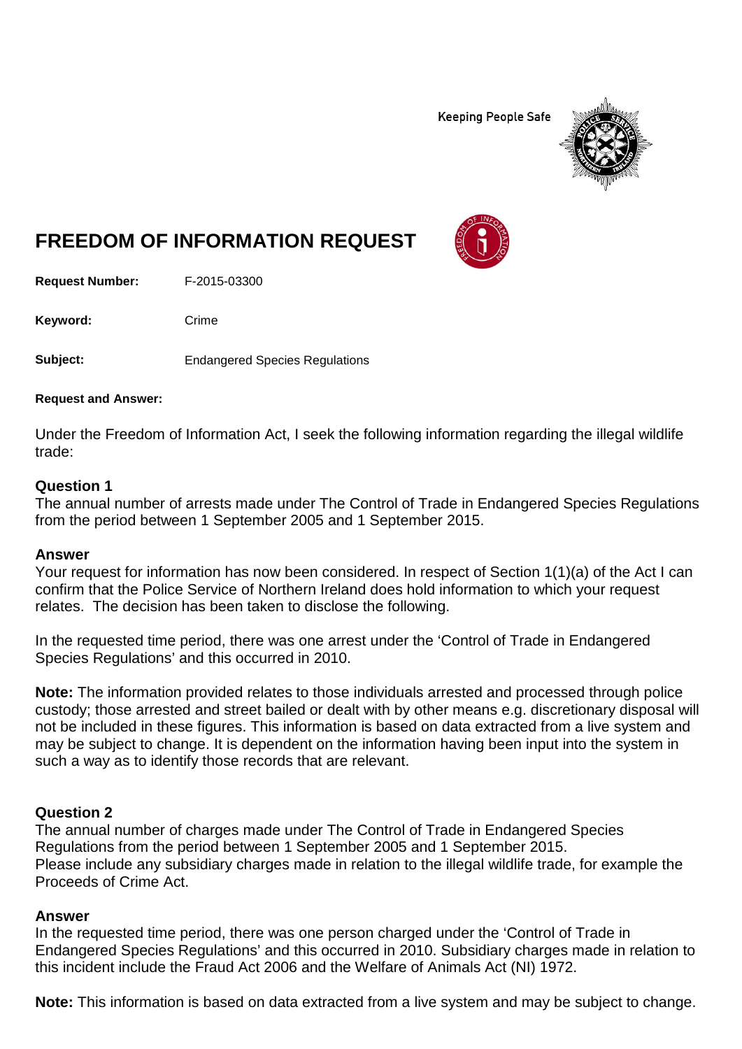Keeping People Safe

# FREEDOM OF INFORMATION REQUEST

**Request Number:** F-2015-03300

**Keyword:** Crime

**Subject:** Endangered Species Regulations

**Request and Answer:**

Under the Freedom of Information Act, I seek the following information regarding the illegal wildlife trade:

### Question 1

The annual number of arrests made under The Control of Trade in Endangered Species Regulations from the period between 1 September 2005 and 1 September 2015.

### Answer

Your request for information has now been considered. In respect of Section 1(1)(a) of the Act I can confirm that the Police Service of Northern Ireland does hold information to which your request relates. The decision has been taken to disclose the following.

In the requested time period, there was one arrest under the 'Control of Trade in Endangered Species Regulations' and this occurred in 2010.

**Note:** The information provided relates to those individuals arrested and processed through police custody; those arrested and street bailed or dealt with by other means e.g. discretionary disposal will not be included in these figures. This information is based on data extracted from a live system and may be subject to change. It is dependent on the information having been input into the system in such a way as to identify those records that are relevant.

### Question 2

The annual number of charges made under The Control of Trade in Endangered Species Regulations from the period between 1 September 2005 and 1 September 2015.
Please include any subsidiary charges made in relation to the illegal wildlife trade, for example the Proceeds of Crime Act.

### Answer

In the requested time period, there was one person charged under the 'Control of Trade in Endangered Species Regulations' and this occurred in 2010. Subsidiary charges made in relation to this incident include the Fraud Act 2006 and the Welfare of Animals Act (NI) 1972.

**Note:** This information is based on data extracted from a live system and may be subject to change.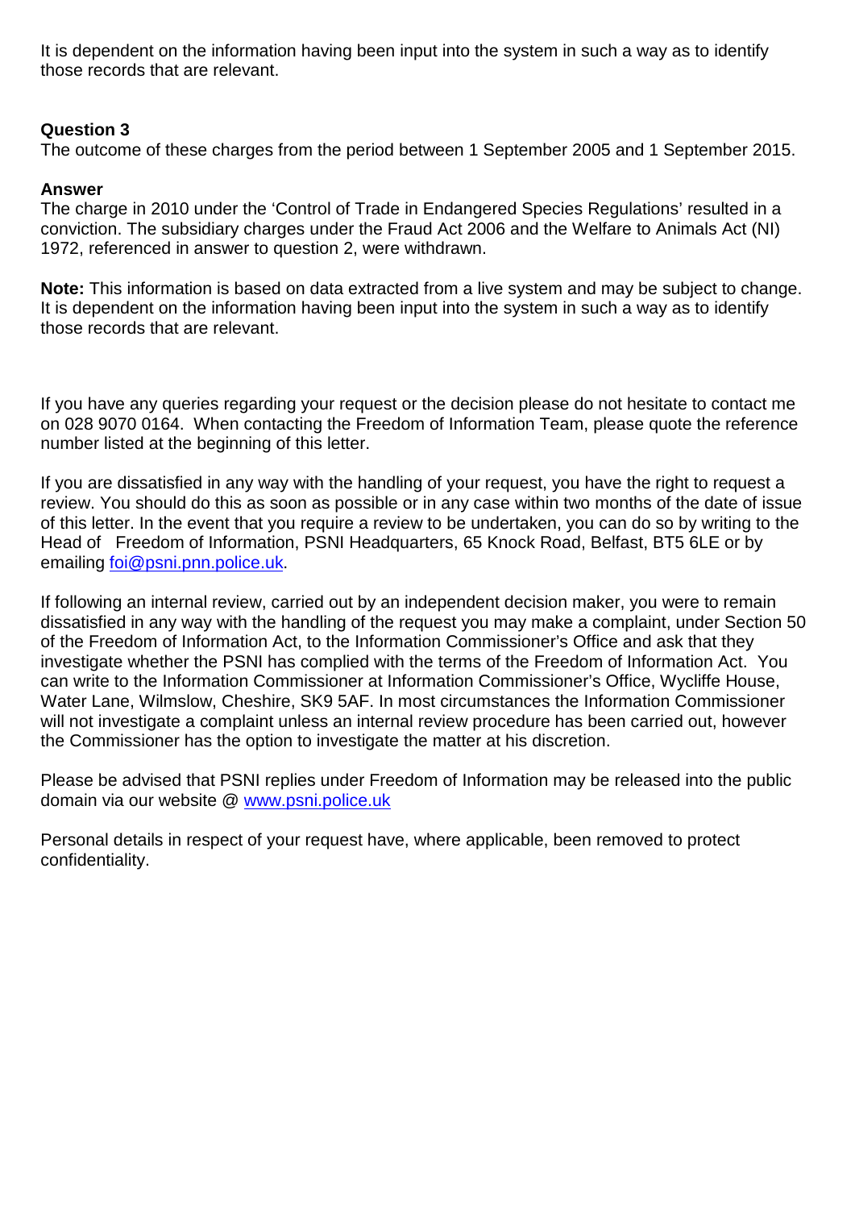It is dependent on the information having been input into the system in such a way as to identify those records that are relevant.

**Question 3**
The outcome of these charges from the period between 1 September 2005 and 1 September 2015.

**Answer**
The charge in 2010 under the 'Control of Trade in Endangered Species Regulations' resulted in a conviction. The subsidiary charges under the Fraud Act 2006 and the Welfare to Animals Act (NI) 1972, referenced in answer to question 2, were withdrawn.

**Note:** This information is based on data extracted from a live system and may be subject to change. It is dependent on the information having been input into the system in such a way as to identify those records that are relevant.

If you have any queries regarding your request or the decision please do not hesitate to contact me on 028 9070 0164. When contacting the Freedom of Information Team, please quote the reference number listed at the beginning of this letter.

If you are dissatisfied in any way with the handling of your request, you have the right to request a review. You should do this as soon as possible or in any case within two months of the date of issue of this letter. In the event that you require a review to be undertaken, you can do so by writing to the Head of Freedom of Information, PSNI Headquarters, 65 Knock Road, Belfast, BT5 6LE or by emailing foi@psni.pnn.police.uk.

If following an internal review, carried out by an independent decision maker, you were to remain dissatisfied in any way with the handling of the request you may make a complaint, under Section 50 of the Freedom of Information Act, to the Information Commissioner's Office and ask that they investigate whether the PSNI has complied with the terms of the Freedom of Information Act. You can write to the Information Commissioner at Information Commissioner's Office, Wycliffe House, Water Lane, Wilmslow, Cheshire, SK9 5AF. In most circumstances the Information Commissioner will not investigate a complaint unless an internal review procedure has been carried out, however the Commissioner has the option to investigate the matter at his discretion.

Please be advised that PSNI replies under Freedom of Information may be released into the public domain via our website @ www.psni.police.uk

Personal details in respect of your request have, where applicable, been removed to protect confidentiality.